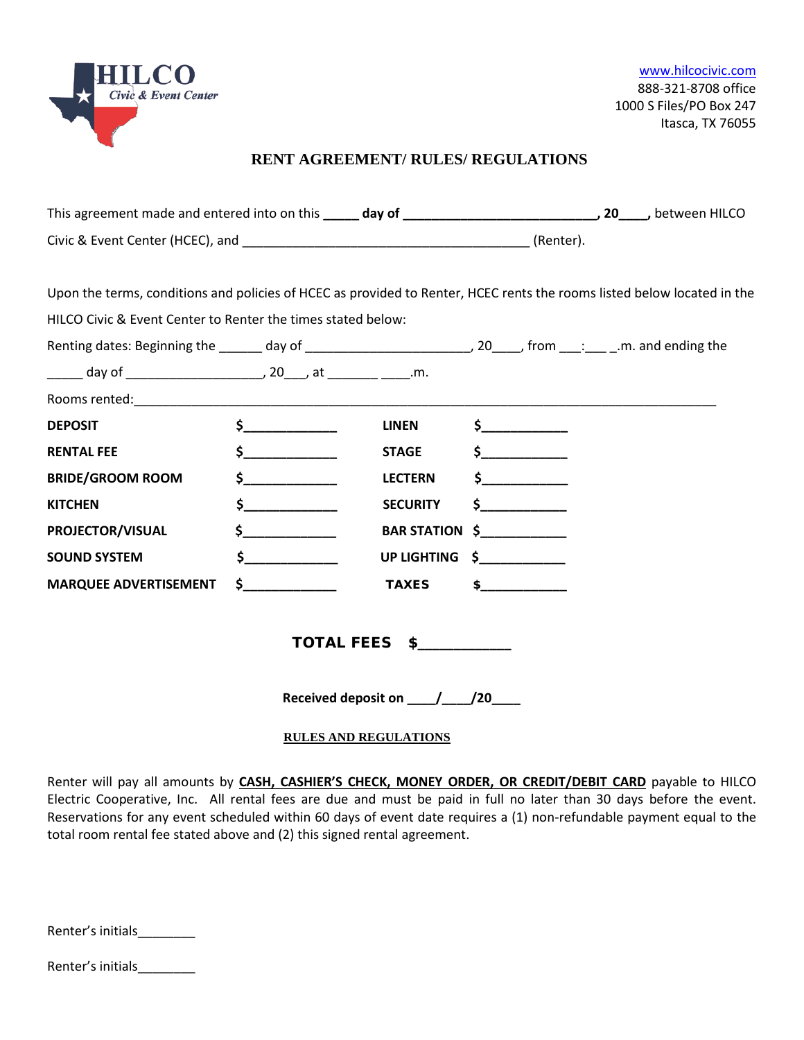HILCO Civic & Event Center

www.hilcocivic.com
888-321-8708 office
1000 S Files/PO Box 247
Itasca, TX 76055

# RENT AGREEMENT/ RULES/ REGULATIONS

This agreement made and entered into on this _____ **day of ___________________________, 20____,** between HILCO Civic & Event Center (HCEC), and ________________________________________ (Renter).

Upon the terms, conditions and policies of HCEC as provided to Renter, HCEC rents the rooms listed below located in the HILCO Civic & Event Center to Renter the times stated below:

Renting dates: Beginning the ______ day of _______________________, 20____, from ___:___ _.m. and ending the _____ day of ___________________, 20___, at _______ ____.m.

Rooms rented:_______________________________________________________________________________

| | | | |
|---|---|---|---|
| **DEPOSIT** | **$____________** | **LINEN** | **$___________** |
| **RENTAL FEE** | **$____________** | **STAGE** | **$___________** |
| **BRIDE/GROOM ROOM** | **$____________** | **LECTERN** | **$___________** |
| **KITCHEN** | **$____________** | **SECURITY** | **$___________** |
| **PROJECTOR/VISUAL** | **$____________** | **BAR STATION** | **$___________** |
| **SOUND SYSTEM** | **$____________** | **UP LIGHTING** | **$___________** |
| **MARQUEE ADVERTISEMENT** | **$____________** | **TAXES** | **$___________** |

**TOTAL FEES $___________**

**Received deposit on ____/____/20____**

## RULES AND REGULATIONS

Renter will pay all amounts by **CASH, CASHIER'S CHECK, MONEY ORDER, OR CREDIT/DEBIT CARD** payable to HILCO Electric Cooperative, Inc. All rental fees are due and must be paid in full no later than 30 days before the event. Reservations for any event scheduled within 60 days of event date requires a (1) non-refundable payment equal to the total room rental fee stated above and (2) this signed rental agreement.

Renter's initials________

Renter's initials________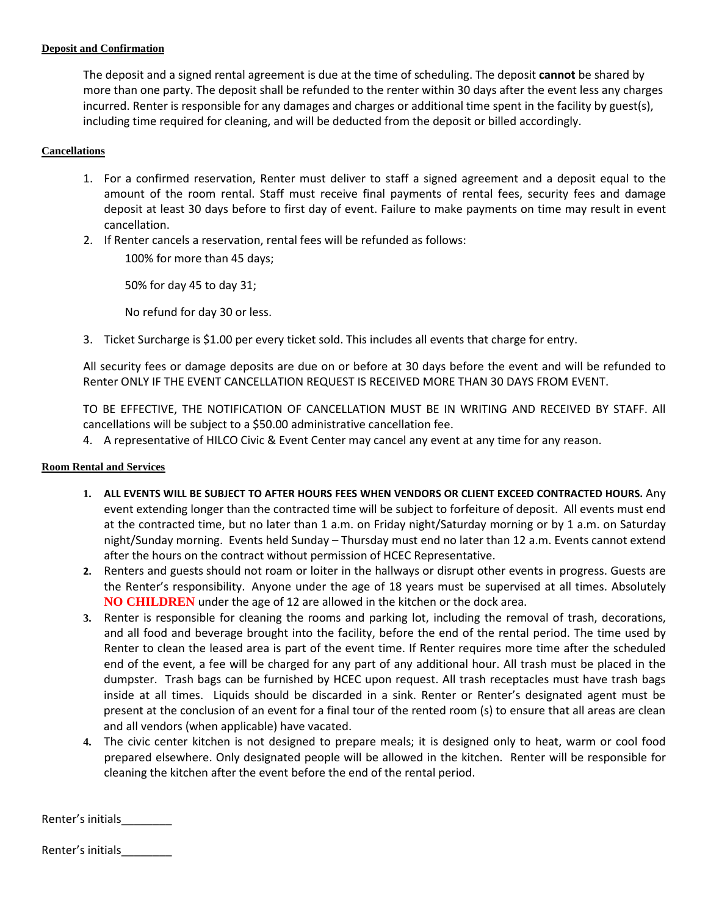**Deposit and Confirmation**

The deposit and a signed rental agreement is due at the time of scheduling. The deposit **cannot** be shared by more than one party. The deposit shall be refunded to the renter within 30 days after the event less any charges incurred. Renter is responsible for any damages and charges or additional time spent in the facility by guest(s), including time required for cleaning, and will be deducted from the deposit or billed accordingly.

**Cancellations**

1. For a confirmed reservation, Renter must deliver to staff a signed agreement and a deposit equal to the amount of the room rental. Staff must receive final payments of rental fees, security fees and damage deposit at least 30 days before to first day of event. Failure to make payments on time may result in event cancellation.
2. If Renter cancels a reservation, rental fees will be refunded as follows:

   100% for more than 45 days;

   50% for day 45 to day 31;

   No refund for day 30 or less.
3. Ticket Surcharge is $1.00 per every ticket sold. This includes all events that charge for entry.

   All security fees or damage deposits are due on or before at 30 days before the event and will be refunded to Renter ONLY IF THE EVENT CANCELLATION REQUEST IS RECEIVED MORE THAN 30 DAYS FROM EVENT.

   TO BE EFFECTIVE, THE NOTIFICATION OF CANCELLATION MUST BE IN WRITING AND RECEIVED BY STAFF. All cancellations will be subject to a $50.00 administrative cancellation fee.
4. A representative of HILCO Civic & Event Center may cancel any event at any time for any reason.

**Room Rental and Services**

1. **ALL EVENTS WILL BE SUBJECT TO AFTER HOURS FEES WHEN VENDORS OR CLIENT EXCEED CONTRACTED HOURS.** Any event extending longer than the contracted time will be subject to forfeiture of deposit. All events must end at the contracted time, but no later than 1 a.m. on Friday night/Saturday morning or by 1 a.m. on Saturday night/Sunday morning. Events held Sunday – Thursday must end no later than 12 a.m. Events cannot extend after the hours on the contract without permission of HCEC Representative.
2. Renters and guests should not roam or loiter in the hallways or disrupt other events in progress. Guests are the Renter's responsibility. Anyone under the age of 18 years must be supervised at all times. Absolutely **NO CHILDREN** under the age of 12 are allowed in the kitchen or the dock area.
3. Renter is responsible for cleaning the rooms and parking lot, including the removal of trash, decorations, and all food and beverage brought into the facility, before the end of the rental period. The time used by Renter to clean the leased area is part of the event time. If Renter requires more time after the scheduled end of the event, a fee will be charged for any part of any additional hour. All trash must be placed in the dumpster. Trash bags can be furnished by HCEC upon request. All trash receptacles must have trash bags inside at all times. Liquids should be discarded in a sink. Renter or Renter's designated agent must be present at the conclusion of an event for a final tour of the rented room (s) to ensure that all areas are clean and all vendors (when applicable) have vacated.
4. The civic center kitchen is not designed to prepare meals; it is designed only to heat, warm or cool food prepared elsewhere. Only designated people will be allowed in the kitchen. Renter will be responsible for cleaning the kitchen after the event before the end of the rental period.

Renter's initials________

Renter's initials________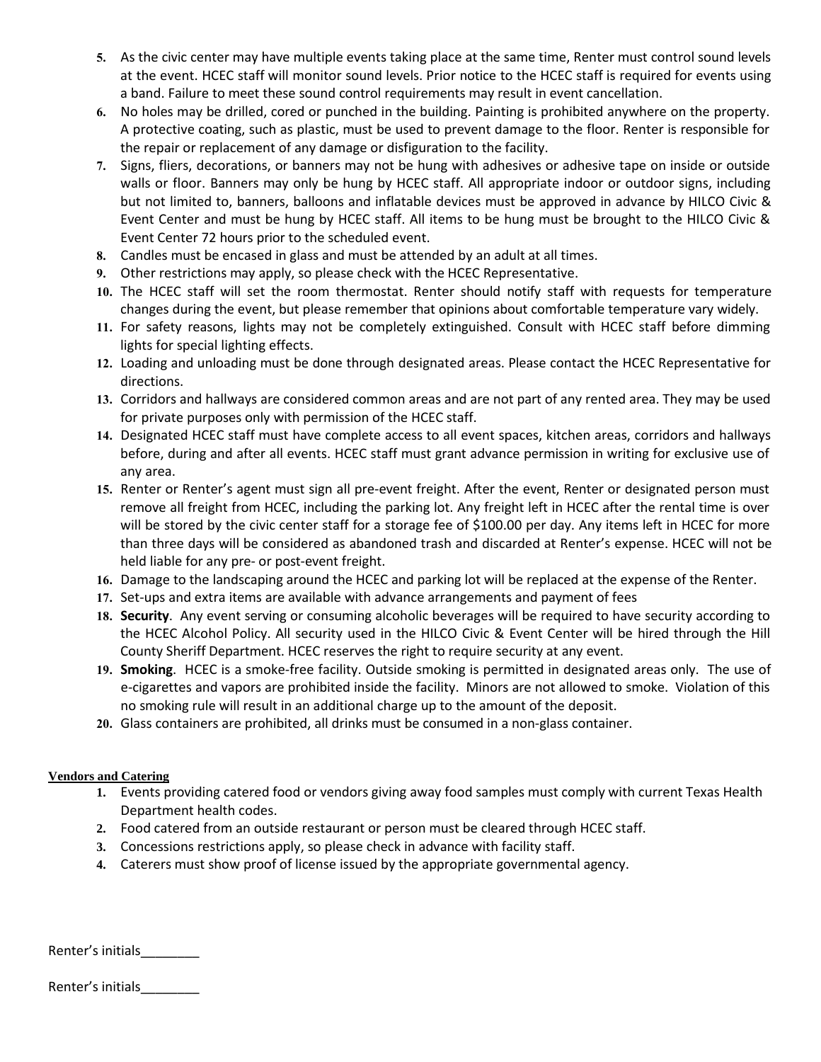5. As the civic center may have multiple events taking place at the same time, Renter must control sound levels at the event. HCEC staff will monitor sound levels. Prior notice to the HCEC staff is required for events using a band. Failure to meet these sound control requirements may result in event cancellation.
6. No holes may be drilled, cored or punched in the building. Painting is prohibited anywhere on the property. A protective coating, such as plastic, must be used to prevent damage to the floor. Renter is responsible for the repair or replacement of any damage or disfiguration to the facility.
7. Signs, fliers, decorations, or banners may not be hung with adhesives or adhesive tape on inside or outside walls or floor. Banners may only be hung by HCEC staff. All appropriate indoor or outdoor signs, including but not limited to, banners, balloons and inflatable devices must be approved in advance by HILCO Civic & Event Center and must be hung by HCEC staff. All items to be hung must be brought to the HILCO Civic & Event Center 72 hours prior to the scheduled event.
8. Candles must be encased in glass and must be attended by an adult at all times.
9. Other restrictions may apply, so please check with the HCEC Representative.
10. The HCEC staff will set the room thermostat. Renter should notify staff with requests for temperature changes during the event, but please remember that opinions about comfortable temperature vary widely.
11. For safety reasons, lights may not be completely extinguished. Consult with HCEC staff before dimming lights for special lighting effects.
12. Loading and unloading must be done through designated areas. Please contact the HCEC Representative for directions.
13. Corridors and hallways are considered common areas and are not part of any rented area. They may be used for private purposes only with permission of the HCEC staff.
14. Designated HCEC staff must have complete access to all event spaces, kitchen areas, corridors and hallways before, during and after all events. HCEC staff must grant advance permission in writing for exclusive use of any area.
15. Renter or Renter's agent must sign all pre-event freight. After the event, Renter or designated person must remove all freight from HCEC, including the parking lot. Any freight left in HCEC after the rental time is over will be stored by the civic center staff for a storage fee of $100.00 per day. Any items left in HCEC for more than three days will be considered as abandoned trash and discarded at Renter's expense. HCEC will not be held liable for any pre- or post-event freight.
16. Damage to the landscaping around the HCEC and parking lot will be replaced at the expense of the Renter.
17. Set-ups and extra items are available with advance arrangements and payment of fees
18. **Security**. Any event serving or consuming alcoholic beverages will be required to have security according to the HCEC Alcohol Policy. All security used in the HILCO Civic & Event Center will be hired through the Hill County Sheriff Department. HCEC reserves the right to require security at any event.
19. **Smoking**. HCEC is a smoke-free facility. Outside smoking is permitted in designated areas only. The use of e-cigarettes and vapors are prohibited inside the facility. Minors are not allowed to smoke. Violation of this no smoking rule will result in an additional charge up to the amount of the deposit.
20. Glass containers are prohibited, all drinks must be consumed in a non-glass container.

**Vendors and Catering**

1. Events providing catered food or vendors giving away food samples must comply with current Texas Health Department health codes.
2. Food catered from an outside restaurant or person must be cleared through HCEC staff.
3. Concessions restrictions apply, so please check in advance with facility staff.
4. Caterers must show proof of license issued by the appropriate governmental agency.

Renter's initials________

Renter's initials________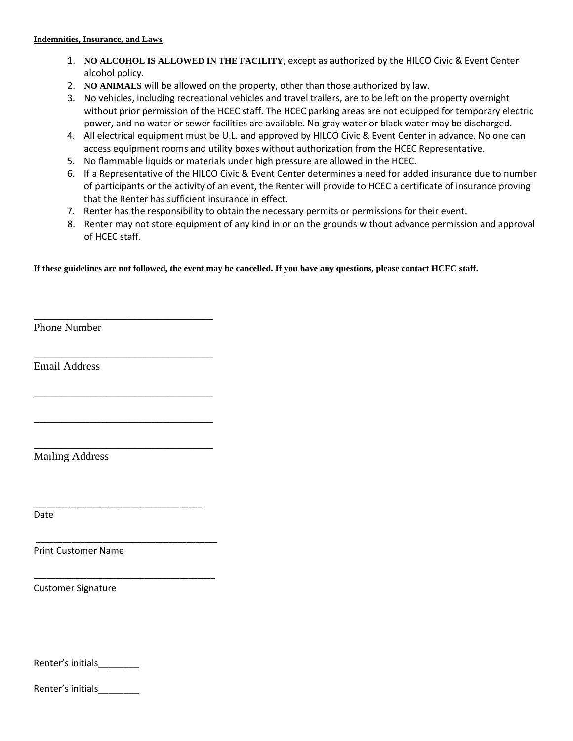**Indemnities, Insurance, and Laws**

1. **NO ALCOHOL IS ALLOWED IN THE FACILITY**, except as authorized by the HILCO Civic & Event Center alcohol policy.
2. **NO ANIMALS** will be allowed on the property, other than those authorized by law.
3. No vehicles, including recreational vehicles and travel trailers, are to be left on the property overnight without prior permission of the HCEC staff. The HCEC parking areas are not equipped for temporary electric power, and no water or sewer facilities are available. No gray water or black water may be discharged.
4. All electrical equipment must be U.L. and approved by HILCO Civic & Event Center in advance. No one can access equipment rooms and utility boxes without authorization from the HCEC Representative.
5. No flammable liquids or materials under high pressure are allowed in the HCEC.
6. If a Representative of the HILCO Civic & Event Center determines a need for added insurance due to number of participants or the activity of an event, the Renter will provide to HCEC a certificate of insurance proving that the Renter has sufficient insurance in effect.
7. Renter has the responsibility to obtain the necessary permits or permissions for their event.
8. Renter may not store equipment of any kind in or on the grounds without advance permission and approval of HCEC staff.

**If these guidelines are not followed, the event may be cancelled. If you have any questions, please contact HCEC staff.**

_________________________________
Phone Number

_________________________________
Email Address

_________________________________

_________________________________

_________________________________
Mailing Address

_________________________________
Date

_________________________________
Print Customer Name

_________________________________
Customer Signature

Renter's initials________

Renter's initials________